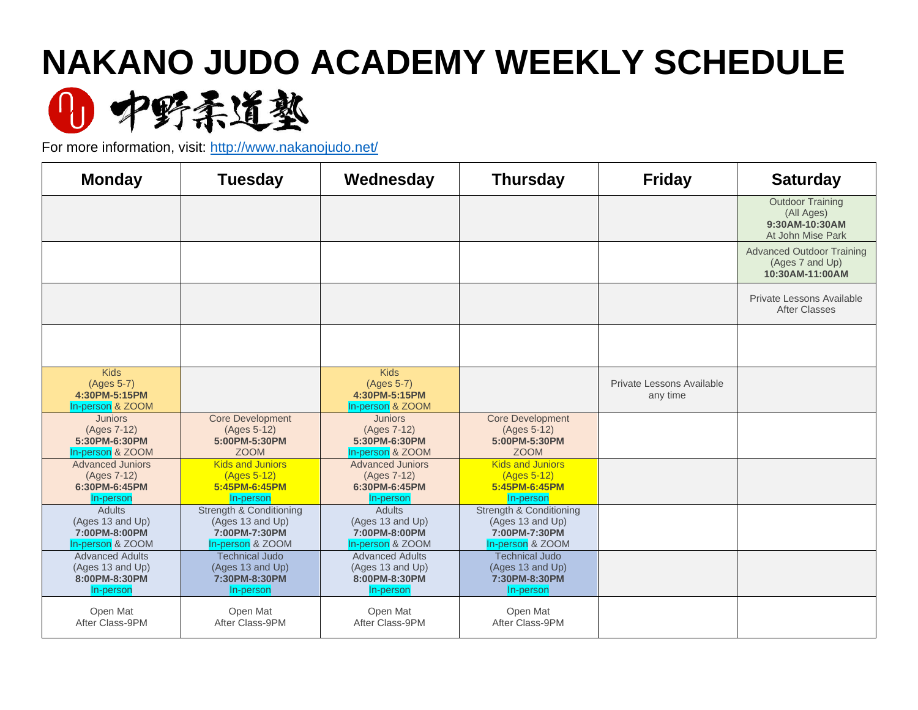# NAKANO JUDO ACADEMY WEEKLY SCHEDULE

中野柔道塾

For more information, visit: http://www.nakanojudo.net/

| Monday | Tuesday | Wednesday | Thursday | Friday | Saturday |
|---|---|---|---|---|---|
| | | | | | Outdoor Training (All Ages) **9:30AM-10:30AM** At John Mise Park |
| | | | | | Advanced Outdoor Training (Ages 7 and Up) **10:30AM-11:00AM** |
| | | | | | Private Lessons Available After Classes |
| | | | | | |
| Kids (Ages 5-7) **4:30PM-5:15PM** In-person & ZOOM | | Kids (Ages 5-7) **4:30PM-5:15PM** In-person & ZOOM | | Private Lessons Available any time | |
| Juniors (Ages 7-12) **5:30PM-6:30PM** In-person & ZOOM | Core Development (Ages 5-12) **5:00PM-5:30PM** ZOOM | Juniors (Ages 7-12) **5:30PM-6:30PM** In-person & ZOOM | Core Development (Ages 5-12) **5:00PM-5:30PM** ZOOM | | |
| Advanced Juniors (Ages 7-12) **6:30PM-6:45PM** In-person | Kids and Juniors (Ages 5-12) **5:45PM-6:45PM** In-person | Advanced Juniors (Ages 7-12) **6:30PM-6:45PM** In-person | Kids and Juniors (Ages 5-12) **5:45PM-6:45PM** In-person | | |
| Adults (Ages 13 and Up) **7:00PM-8:00PM** In-person & ZOOM | Strength & Conditioning (Ages 13 and Up) **7:00PM-7:30PM** In-person & ZOOM | Adults (Ages 13 and Up) **7:00PM-8:00PM** In-person & ZOOM | Strength & Conditioning (Ages 13 and Up) **7:00PM-7:30PM** In-person & ZOOM | | |
| Advanced Adults (Ages 13 and Up) **8:00PM-8:30PM** In-person | Technical Judo (Ages 13 and Up) **7:30PM-8:30PM** In-person | Advanced Adults (Ages 13 and Up) **8:00PM-8:30PM** In-person | Technical Judo (Ages 13 and Up) **7:30PM-8:30PM** In-person | | |
| Open Mat After Class-9PM | Open Mat After Class-9PM | Open Mat After Class-9PM | Open Mat After Class-9PM | | |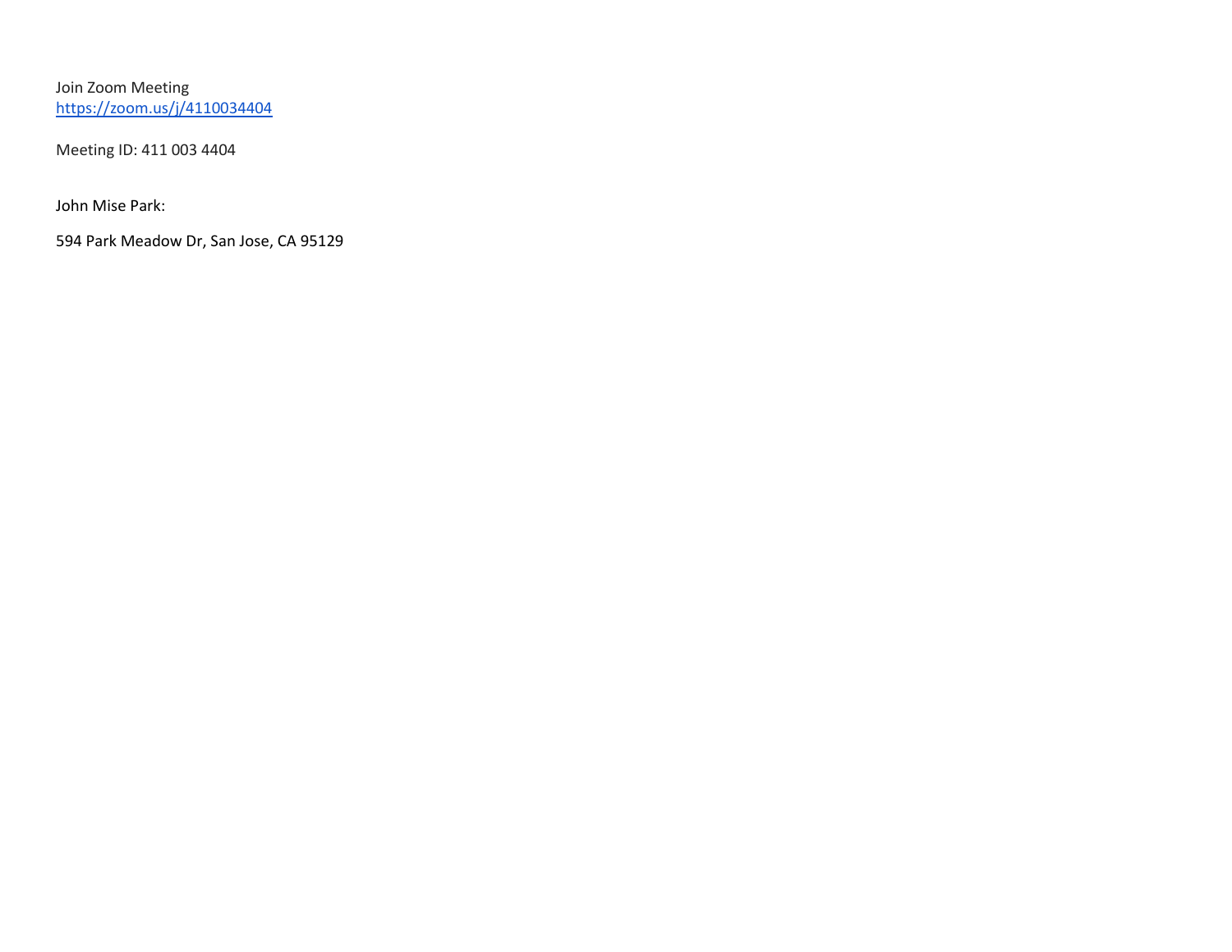Join Zoom Meeting
https://zoom.us/j/4110034404

Meeting ID: 411 003 4404

John Mise Park:

594 Park Meadow Dr, San Jose, CA 95129